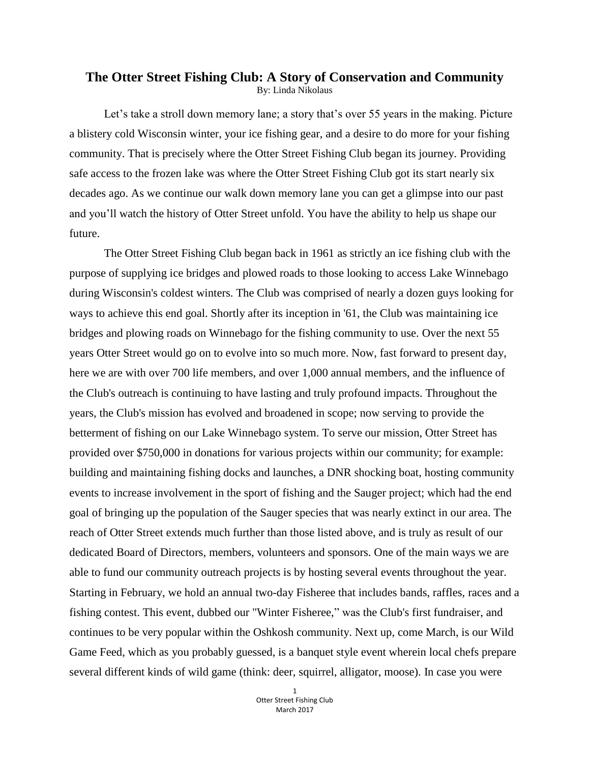# The Otter Street Fishing Club: A Story of Conservation and Community

By: Linda Nikolaus

Let's take a stroll down memory lane; a story that's over 55 years in the making. Picture a blistery cold Wisconsin winter, your ice fishing gear, and a desire to do more for your fishing community. That is precisely where the Otter Street Fishing Club began its journey. Providing safe access to the frozen lake was where the Otter Street Fishing Club got its start nearly six decades ago. As we continue our walk down memory lane you can get a glimpse into our past and you'll watch the history of Otter Street unfold. You have the ability to help us shape our future.

The Otter Street Fishing Club began back in 1961 as strictly an ice fishing club with the purpose of supplying ice bridges and plowed roads to those looking to access Lake Winnebago during Wisconsin's coldest winters. The Club was comprised of nearly a dozen guys looking for ways to achieve this end goal. Shortly after its inception in '61, the Club was maintaining ice bridges and plowing roads on Winnebago for the fishing community to use. Over the next 55 years Otter Street would go on to evolve into so much more. Now, fast forward to present day, here we are with over 700 life members, and over 1,000 annual members, and the influence of the Club's outreach is continuing to have lasting and truly profound impacts. Throughout the years, the Club's mission has evolved and broadened in scope; now serving to provide the betterment of fishing on our Lake Winnebago system. To serve our mission, Otter Street has provided over $750,000 in donations for various projects within our community; for example: building and maintaining fishing docks and launches, a DNR shocking boat, hosting community events to increase involvement in the sport of fishing and the Sauger project; which had the end goal of bringing up the population of the Sauger species that was nearly extinct in our area. The reach of Otter Street extends much further than those listed above, and is truly as result of our dedicated Board of Directors, members, volunteers and sponsors. One of the main ways we are able to fund our community outreach projects is by hosting several events throughout the year. Starting in February, we hold an annual two-day Fisheree that includes bands, raffles, races and a fishing contest. This event, dubbed our "Winter Fisheree," was the Club's first fundraiser, and continues to be very popular within the Oshkosh community. Next up, come March, is our Wild Game Feed, which as you probably guessed, is a banquet style event wherein local chefs prepare several different kinds of wild game (think: deer, squirrel, alligator, moose). In case you were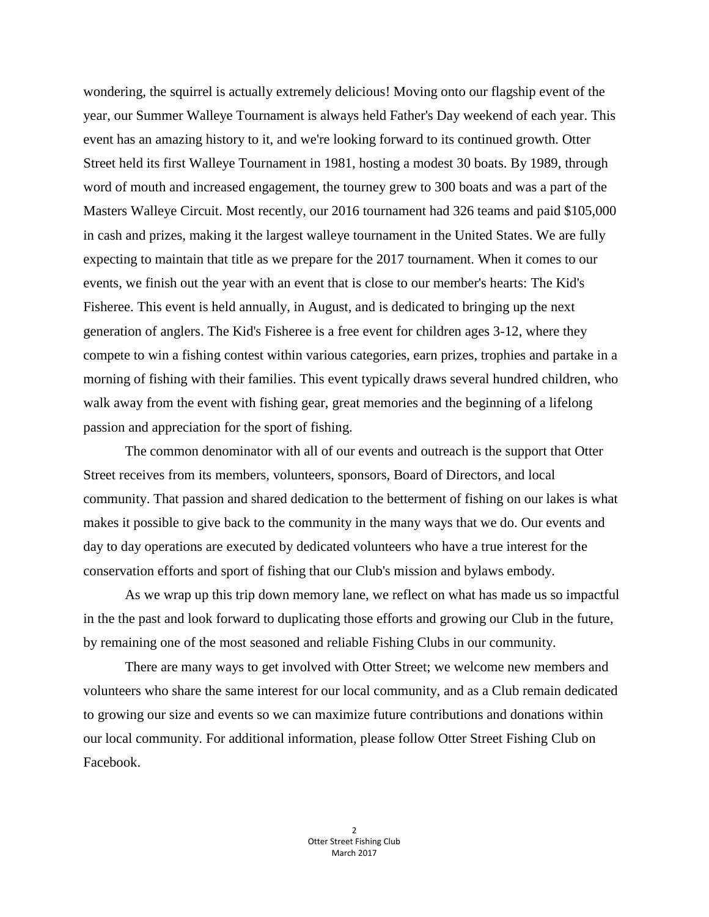wondering, the squirrel is actually extremely delicious! Moving onto our flagship event of the year, our Summer Walleye Tournament is always held Father's Day weekend of each year. This event has an amazing history to it, and we're looking forward to its continued growth. Otter Street held its first Walleye Tournament in 1981, hosting a modest 30 boats. By 1989, through word of mouth and increased engagement, the tourney grew to 300 boats and was a part of the Masters Walleye Circuit. Most recently, our 2016 tournament had 326 teams and paid $105,000 in cash and prizes, making it the largest walleye tournament in the United States. We are fully expecting to maintain that title as we prepare for the 2017 tournament. When it comes to our events, we finish out the year with an event that is close to our member's hearts: The Kid's Fisheree. This event is held annually, in August, and is dedicated to bringing up the next generation of anglers. The Kid's Fisheree is a free event for children ages 3-12, where they compete to win a fishing contest within various categories, earn prizes, trophies and partake in a morning of fishing with their families. This event typically draws several hundred children, who walk away from the event with fishing gear, great memories and the beginning of a lifelong passion and appreciation for the sport of fishing.

The common denominator with all of our events and outreach is the support that Otter Street receives from its members, volunteers, sponsors, Board of Directors, and local community. That passion and shared dedication to the betterment of fishing on our lakes is what makes it possible to give back to the community in the many ways that we do. Our events and day to day operations are executed by dedicated volunteers who have a true interest for the conservation efforts and sport of fishing that our Club's mission and bylaws embody.

As we wrap up this trip down memory lane, we reflect on what has made us so impactful in the the past and look forward to duplicating those efforts and growing our Club in the future, by remaining one of the most seasoned and reliable Fishing Clubs in our community.

There are many ways to get involved with Otter Street; we welcome new members and volunteers who share the same interest for our local community, and as a Club remain dedicated to growing our size and events so we can maximize future contributions and donations within our local community. For additional information, please follow Otter Street Fishing Club on Facebook.